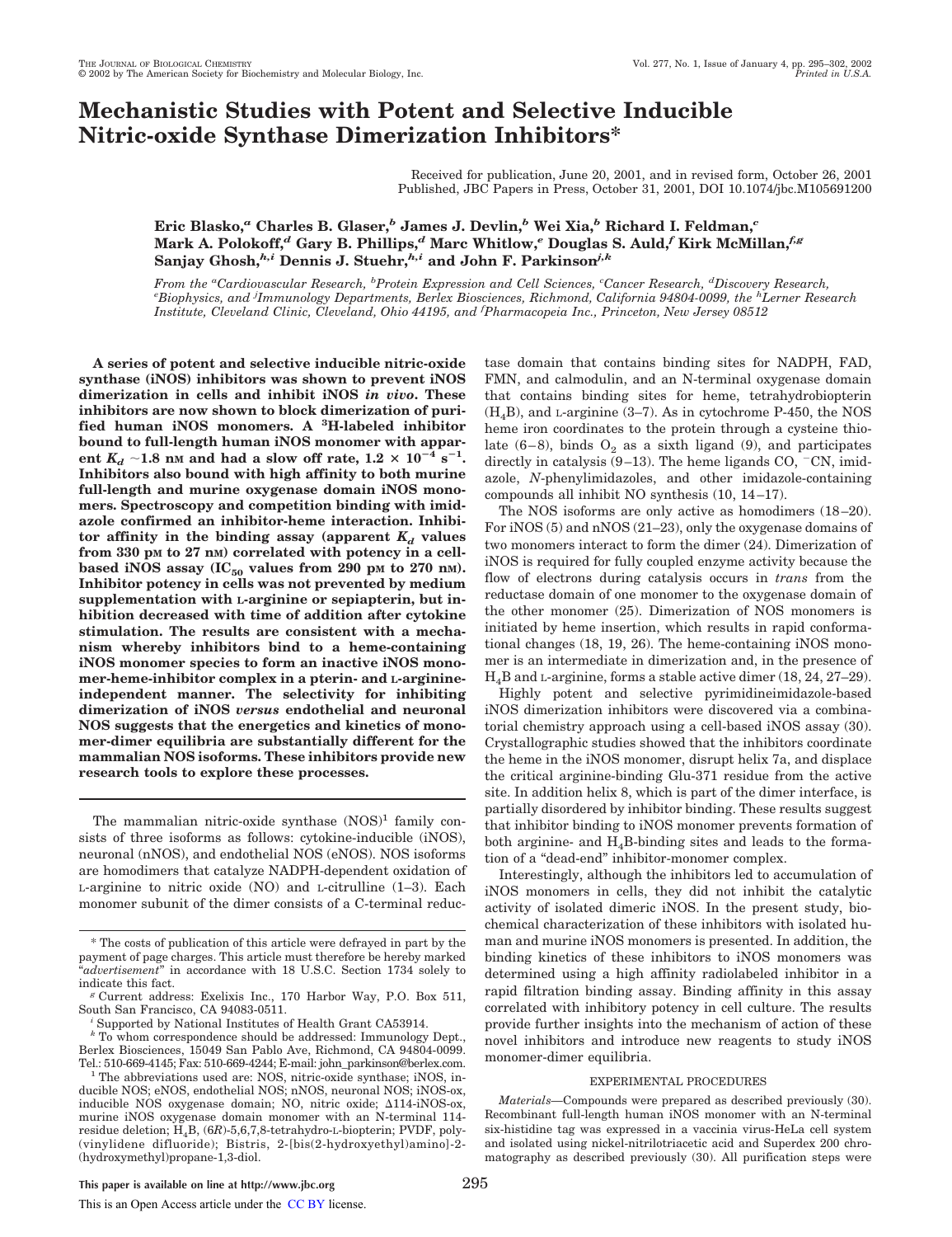# Mechanistic Studies with Potent and Selective Inducible Nitric-oxide Synthase Dimerization Inhibitors*

Received for publication, June 20, 2001, and in revised form, October 26, 2001
Published, JBC Papers in Press, October 31, 2001, DOI 10.1074/jbc.M105691200

**Eric Blasko,[a] Charles B. Glaser,[b] James J. Devlin,[b] Wei Xia,[b] Richard I. Feldman,[c] Mark A. Polokoff,[d] Gary B. Phillips,[d] Marc Whitlow,[e] Douglas S. Auld,[f] Kirk McMillan,[f,g] Sanjay Ghosh,[h,i] Dennis J. Stuehr,[h,i] and John F. Parkinson[j,k]**

*From the [a]Cardiovascular Research, [b]Protein Expression and Cell Sciences, [c]Cancer Research, [d]Discovery Research, [e]Biophysics, and [j]Immunology Departments, Berlex Biosciences, Richmond, California 94804-0099, the [h]Lerner Research Institute, Cleveland Clinic, Cleveland, Ohio 44195, and [f]Pharmacopeia Inc., Princeton, New Jersey 08512*

**A series of potent and selective inducible nitric-oxide synthase (iNOS) inhibitors was shown to prevent iNOS dimerization in cells and inhibit iNOS *in vivo*. These inhibitors are now shown to block dimerization of purified human iNOS monomers. A $^3$H-labeled inhibitor bound to full-length human iNOS monomer with apparent $K_d$ ~1.8 nM and had a slow off rate, $1.2 \times 10^{-4}$ s$^{-1}$. Inhibitors also bound with high affinity to both murine full-length and murine oxygenase domain iNOS monomers. Spectroscopy and competition binding with imidazole confirmed an inhibitor-heme interaction. Inhibitor affinity in the binding assay (apparent $K_d$ values from 330 pM to 27 nM) correlated with potency in a cell-based iNOS assay ($IC_{50}$ values from 290 pM to 270 nM). Inhibitor potency in cells was not prevented by medium supplementation with L-arginine or sepiapterin, but inhibition decreased with time of addition after cytokine stimulation. The results are consistent with a mechanism whereby inhibitors bind to a heme-containing iNOS monomer species to form an inactive iNOS monomer-heme-inhibitor complex in a pterin- and L-arginine-independent manner. The selectivity for inhibiting dimerization of iNOS *versus* endothelial and neuronal NOS suggests that the energetics and kinetics of monomer-dimer equilibria are substantially different for the mammalian NOS isoforms. These inhibitors provide new research tools to explore these processes.**

The mammalian nitric-oxide synthase (NOS)[1] family consists of three isoforms as follows: cytokine-inducible (iNOS), neuronal (nNOS), and endothelial NOS (eNOS). NOS isoforms are homodimers that catalyze NADPH-dependent oxidation of L-arginine to nitric oxide (NO) and L-citrulline (1–3). Each monomer subunit of the dimer consists of a C-terminal reductase domain that contains binding sites for NADPH, FAD, FMN, and calmodulin, and an N-terminal oxygenase domain that contains binding sites for heme, tetrahydrobiopterin ($H_4B$), and L-arginine (3–7). As in cytochrome P-450, the NOS heme iron coordinates to the protein through a cysteine thiolate (6–8), binds $O_2$ as a sixth ligand (9), and participates directly in catalysis (9–13). The heme ligands CO, $^-$CN, imidazole, *N*-phenylimidazoles, and other imidazole-containing compounds all inhibit NO synthesis (10, 14–17).

The NOS isoforms are only active as homodimers (18–20). For iNOS (5) and nNOS (21–23), only the oxygenase domains of two monomers interact to form the dimer (24). Dimerization of iNOS is required for fully coupled enzyme activity because the flow of electrons during catalysis occurs in *trans* from the reductase domain of one monomer to the oxygenase domain of the other monomer (25). Dimerization of NOS monomers is initiated by heme insertion, which results in rapid conformational changes (18, 19, 26). The heme-containing iNOS monomer is an intermediate in dimerization and, in the presence of $H_4B$ and L-arginine, forms a stable active dimer (18, 24, 27–29).

Highly potent and selective pyrimidineimidazole-based iNOS dimerization inhibitors were discovered via a combinatorial chemistry approach using a cell-based iNOS assay (30). Crystallographic studies showed that the inhibitors coordinate the heme in the iNOS monomer, disrupt helix 7a, and displace the critical arginine-binding Glu-371 residue from the active site. In addition helix 8, which is part of the dimer interface, is partially disordered by inhibitor binding. These results suggest that inhibitor binding to iNOS monomer prevents formation of both arginine- and $H_4B$-binding sites and leads to the formation of a "dead-end" inhibitor-monomer complex.

Interestingly, although the inhibitors led to accumulation of iNOS monomers in cells, they did not inhibit the catalytic activity of isolated dimeric iNOS. In the present study, biochemical characterization of these inhibitors with isolated human and murine iNOS monomers is presented. In addition, the binding kinetics of these inhibitors to iNOS monomers was determined using a high affinity radiolabeled inhibitor in a rapid filtration binding assay. Binding affinity in this assay correlated with inhibitory potency in cell culture. The results provide further insights into the mechanism of action of these novel inhibitors and introduce new reagents to study iNOS monomer-dimer equilibria.

## EXPERIMENTAL PROCEDURES

*Materials*—Compounds were prepared as described previously (30). Recombinant full-length human iNOS monomer with an N-terminal six-histidine tag was expressed in a vaccinia virus-HeLa cell system and isolated using nickel-nitrilotriacetic acid and Superdex 200 chromatography as described previously (30). All purification steps were

---

\* The costs of publication of this article were defrayed in part by the payment of page charges. This article must therefore be hereby marked "*advertisement*" in accordance with 18 U.S.C. Section 1734 solely to indicate this fact.

[g] Current address: Exelixis Inc., 170 Harbor Way, P.O. Box 511, South San Francisco, CA 94083-0511.

[i] Supported by National Institutes of Health Grant CA53914.

[k] To whom correspondence should be addressed: Immunology Dept., Berlex Biosciences, 15049 San Pablo Ave, Richmond, CA 94804-0099. Tel.: 510-669-4145; Fax: 510-669-4244; E-mail: john_parkinson@berlex.com.

[1] The abbreviations used are: NOS, nitric-oxide synthase; iNOS, inducible NOS; eNOS, endothelial NOS; nNOS, neuronal NOS; iNOS-ox, inducible NOS oxygenase domain; NO, nitric oxide; Δ114-iNOS-ox, murine iNOS oxygenase domain monomer with an N-terminal 114-residue deletion; $H_4B$, (6*R*)-5,6,7,8-tetrahydro-L-biopterin; PVDF, poly(vinylidene difluoride); Bistris, 2-[bis(2-hydroxyethyl)amino]-2-(hydroxymethyl)propane-1,3-diol.

This paper is available on line at http://www.jbc.org

This is an Open Access article under the CC BY license.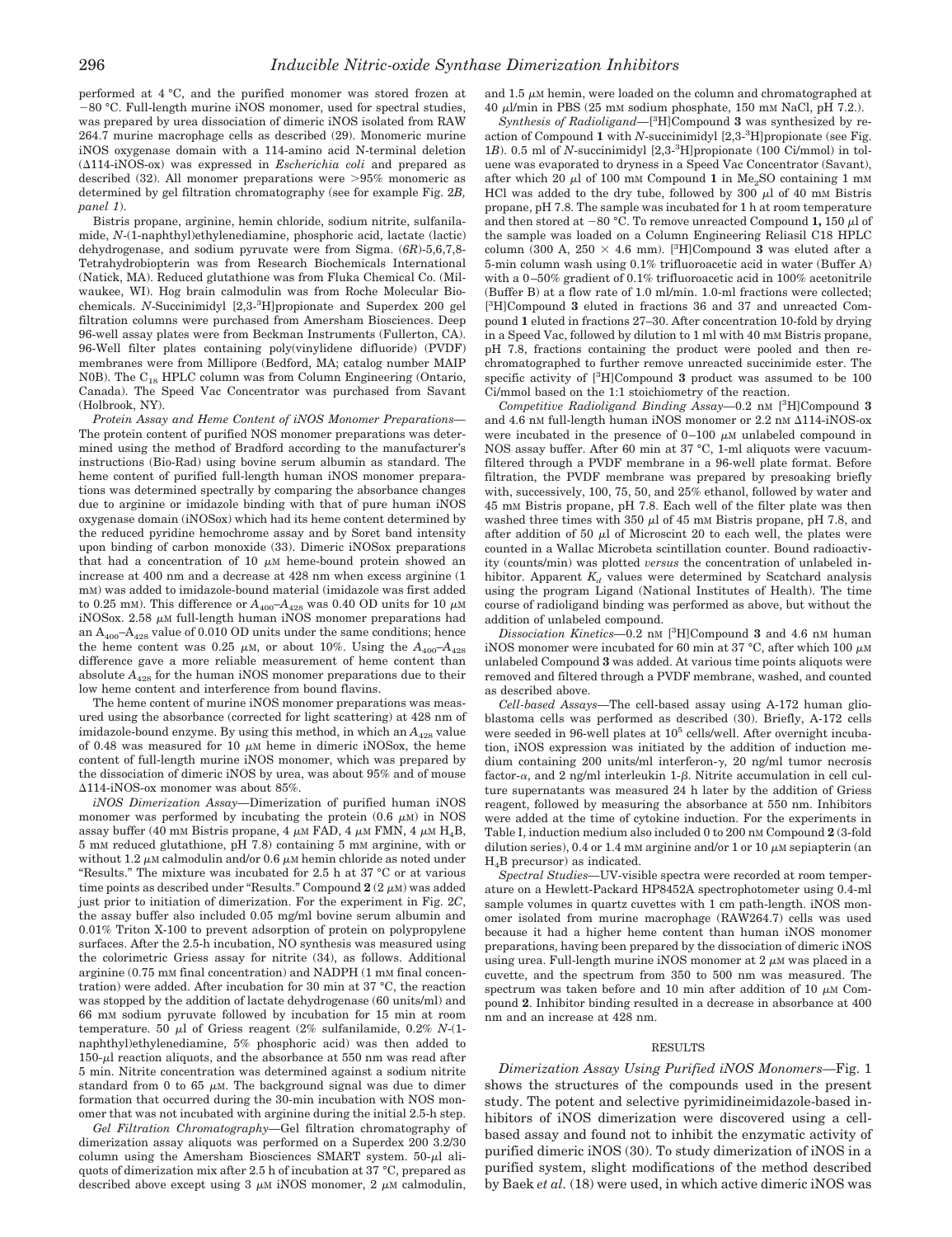performed at 4 °C, and the purified monomer was stored frozen at −80 °C. Full-length murine iNOS monomer, used for spectral studies, was prepared by urea dissociation of dimeric iNOS isolated from RAW 264.7 murine macrophage cells as described (29). Monomeric murine iNOS oxygenase domain with a 114-amino acid N-terminal deletion (Δ114-iNOS-ox) was expressed in *Escherichia coli* and prepared as described (32). All monomer preparations were >95% monomeric as determined by gel filtration chromatography (see for example Fig. 2*B, panel 1*).

Bistris propane, arginine, hemin chloride, sodium nitrite, sulfanilamide, *N*-(1-naphthyl)ethylenediamine, phosphoric acid, lactate (lactic) dehydrogenase, and sodium pyruvate were from Sigma. (*6R*)-5,6,7,8-Tetrahydrobiopterin was from Research Biochemicals International (Natick, MA). Reduced glutathione was from Fluka Chemical Co. (Milwaukee, WI). Hog brain calmodulin was from Roche Molecular Biochemicals. *N*-Succinimidyl [2,3-$^3$H]propionate and Superdex 200 gel filtration columns were purchased from Amersham Biosciences. Deep 96-well assay plates were from Beckman Instruments (Fullerton, CA). 96-Well filter plates containing poly(vinylidene difluoride) (PVDF) membranes were from Millipore (Bedford, MA; catalog number MAIP N0B). The $C_{18}$ HPLC column was from Column Engineering (Ontario, Canada). The Speed Vac Concentrator was purchased from Savant (Holbrook, NY).

*Protein Assay and Heme Content of iNOS Monomer Preparations*—The protein content of purified NOS monomer preparations was determined using the method of Bradford according to the manufacturer's instructions (Bio-Rad) using bovine serum albumin as standard. The heme content of purified full-length human iNOS monomer preparations was determined spectrally by comparing the absorbance changes due to arginine or imidazole binding with that of pure human iNOS oxygenase domain (iNOSox) which had its heme content determined by the reduced pyridine hemochrome assay and by Soret band intensity upon binding of carbon monoxide (33). Dimeric iNOSox preparations that had a concentration of 10 μM heme-bound protein showed an increase at 400 nm and a decrease at 428 nm when excess arginine (1 mM) was added to imidazole-bound material (imidazole was first added to 0.25 mM). This difference or $A_{400}$–$A_{428}$ was 0.40 OD units for 10 μM iNOSox. 2.58 μM full-length human iNOS monomer preparations had an $A_{400}$–$A_{428}$ value of 0.010 OD units under the same conditions; hence the heme content was 0.25 μM, or about 10%. Using the $A_{400}$–$A_{428}$ difference gave a more reliable measurement of heme content than absolute $A_{428}$ for the human iNOS monomer preparations due to their low heme content and interference from bound flavins.

The heme content of murine iNOS monomer preparations was measured using the absorbance (corrected for light scattering) at 428 nm of imidazole-bound enzyme. By using this method, in which an $A_{428}$ value of 0.48 was measured for 10 μM heme in dimeric iNOSox, the heme content of full-length murine iNOS monomer, which was prepared by the dissociation of dimeric iNOS by urea, was about 95% and of mouse Δ114-iNOS-ox monomer was about 85%.

*iNOS Dimerization Assay*—Dimerization of purified human iNOS monomer was performed by incubating the protein (0.6 μM) in NOS assay buffer (40 mM Bistris propane, 4 μM FAD, 4 μM FMN, 4 μM $H_4B$, 5 mM reduced glutathione, pH 7.8) containing 5 mM arginine, with or without 1.2 μM calmodulin and/or 0.6 μM hemin chloride as noted under "Results." The mixture was incubated for 2.5 h at 37 °C or at various time points as described under "Results." Compound **2** (2 μM) was added just prior to initiation of dimerization. For the experiment in Fig. 2*C*, the assay buffer also included 0.05 mg/ml bovine serum albumin and 0.01% Triton X-100 to prevent adsorption of protein on polypropylene surfaces. After the 2.5-h incubation, NO synthesis was measured using the colorimetric Griess assay for nitrite (34), as follows. Additional arginine (0.75 mM final concentration) and NADPH (1 mM final concentration) were added. After incubation for 30 min at 37 °C, the reaction was stopped by the addition of lactate dehydrogenase (60 units/ml) and 66 mM sodium pyruvate followed by incubation for 15 min at room temperature. 50 μl of Griess reagent (2% sulfanilamide, 0.2% *N*-(1-naphthyl)ethylenediamine, 5% phosphoric acid) was then added to 150-μl reaction aliquots, and the absorbance at 550 nm was read after 5 min. Nitrite concentration was determined against a sodium nitrite standard from 0 to 65 μM. The background signal was due to dimer formation that occurred during the 30-min incubation with NOS monomer that was not incubated with arginine during the initial 2.5-h step.

*Gel Filtration Chromatography*—Gel filtration chromatography of dimerization assay aliquots was performed on a Superdex 200 3.2/30 column using the Amersham Biosciences SMART system. 50-μl aliquots of dimerization mix after 2.5 h of incubation at 37 °C, prepared as described above except using 3 μM iNOS monomer, 2 μM calmodulin, and 1.5 μM hemin, were loaded on the column and chromatographed at 40 μl/min in PBS (25 mM sodium phosphate, 150 mM NaCl, pH 7.2.).

*Synthesis of Radioligand*—[$^3$H]Compound **3** was synthesized by reaction of Compound **1** with *N*-succinimidyl [2,3-$^3$H]propionate (see Fig. 1*B*). 0.5 ml of *N*-succinimidyl [2,3-$^3$H]propionate (100 Ci/mmol) in toluene was evaporated to dryness in a Speed Vac Concentrator (Savant), after which 20 μl of 100 mM Compound **1** in $Me_2SO$ containing 1 mM HCl was added to the dry tube, followed by 300 μl of 40 mM Bistris propane, pH 7.8. The sample was incubated for 1 h at room temperature and then stored at −80 °C. To remove unreacted Compound **1,** 150 μl of the sample was loaded on a Column Engineering Reliasil C18 HPLC column (300 A, 250 × 4.6 mm). [$^3$H]Compound **3** was eluted after a 5-min column wash using 0.1% trifluoroacetic acid in water (Buffer A) with a 0–50% gradient of 0.1% trifluoroacetic acid in 100% acetonitrile (Buffer B) at a flow rate of 1.0 ml/min. 1.0-ml fractions were collected; [$^3$H]Compound **3** eluted in fractions 36 and 37 and unreacted Compound **1** eluted in fractions 27–30. After concentration 10-fold by drying in a Speed Vac, followed by dilution to 1 ml with 40 mM Bistris propane, pH 7.8, fractions containing the product were pooled and then rechromatographed to further remove unreacted succinimide ester. The specific activity of [$^3$H]Compound **3** product was assumed to be 100 Ci/mmol based on the 1:1 stoichiometry of the reaction.

*Competitive Radioligand Binding Assay*—0.2 nM [$^3$H]Compound **3** and 4.6 nM full-length human iNOS monomer or 2.2 nM Δ114-iNOS-ox were incubated in the presence of 0–100 μM unlabeled compound in NOS assay buffer. After 60 min at 37 °C, 1-ml aliquots were vacuum-filtered through a PVDF membrane in a 96-well plate format. Before filtration, the PVDF membrane was prepared by presoaking briefly with, successively, 100, 75, 50, and 25% ethanol, followed by water and 45 mM Bistris propane, pH 7.8. Each well of the filter plate was then washed three times with 350 μl of 45 mM Bistris propane, pH 7.8, and after addition of 50 μl of Microscint 20 to each well, the plates were counted in a Wallac Microbeta scintillation counter. Bound radioactivity (counts/min) was plotted *versus* the concentration of unlabeled inhibitor. Apparent $K_d$ values were determined by Scatchard analysis using the program Ligand (National Institutes of Health). The time course of radioligand binding was performed as above, but without the addition of unlabeled compound.

*Dissociation Kinetics*—0.2 nM [$^3$H]Compound **3** and 4.6 nM human iNOS monomer were incubated for 60 min at 37 °C, after which 100 μM unlabeled Compound **3** was added. At various time points aliquots were removed and filtered through a PVDF membrane, washed, and counted as described above.

*Cell-based Assays*—The cell-based assay using A-172 human glioblastoma cells was performed as described (30). Briefly, A-172 cells were seeded in 96-well plates at $10^5$ cells/well. After overnight incubation, iNOS expression was initiated by the addition of induction medium containing 200 units/ml interferon-γ, 20 ng/ml tumor necrosis factor-α, and 2 ng/ml interleukin 1-β. Nitrite accumulation in cell culture supernatants was measured 24 h later by the addition of Griess reagent, followed by measuring the absorbance at 550 nm. Inhibitors were added at the time of cytokine induction. For the experiments in Table I, induction medium also included 0 to 200 nM Compound **2** (3-fold dilution series), 0.4 or 1.4 mM arginine and/or 1 or 10 μM sepiapterin (an $H_4B$ precursor) as indicated.

*Spectral Studies*—UV-visible spectra were recorded at room temperature on a Hewlett-Packard HP8452A spectrophotometer using 0.4-ml sample volumes in quartz cuvettes with 1 cm path-length. iNOS monomer isolated from murine macrophage (RAW264.7) cells was used because it had a higher heme content than human iNOS monomer preparations, having been prepared by the dissociation of dimeric iNOS using urea. Full-length murine iNOS monomer at 2 μM was placed in a cuvette, and the spectrum from 350 to 500 nm was measured. The spectrum was taken before and 10 min after addition of 10 μM Compound **2**. Inhibitor binding resulted in a decrease in absorbance at 400 nm and an increase at 428 nm.

## RESULTS

*Dimerization Assay Using Purified iNOS Monomers*—Fig. 1 shows the structures of the compounds used in the present study. The potent and selective pyrimidineimidazole-based inhibitors of iNOS dimerization were discovered using a cell-based assay and found not to inhibit the enzymatic activity of purified dimeric iNOS (30). To study dimerization of iNOS in a purified system, slight modifications of the method described by Baek *et al.* (18) were used, in which active dimeric iNOS was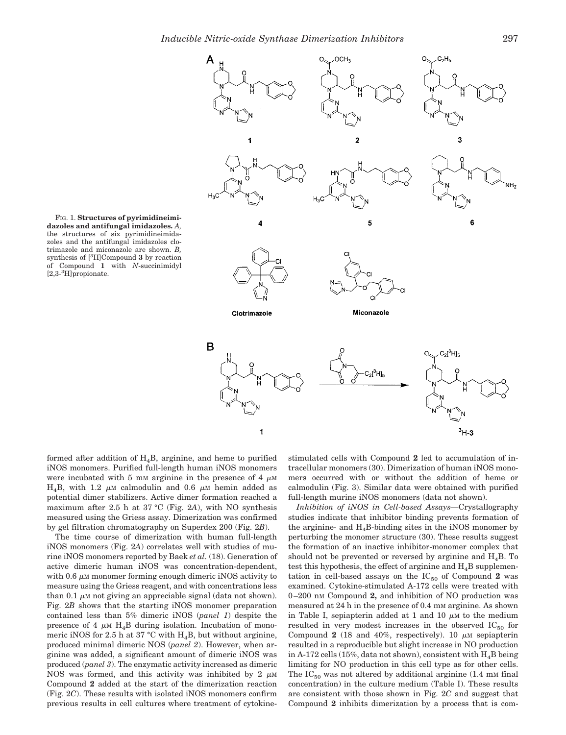FIG. 1. **Structures of pyrimidineimidazoles and antifungal imidazoles.** *A,* the structures of six pyrimidineimidazoles and the antifungal imidazoles clotrimazole and miconazole are shown. *B,* synthesis of [$^3$H]Compound **3** by reaction of Compound **1** with *N*-succinimidyl [2,3-$^3$H]propionate.

formed after addition of $H_4B$, arginine, and heme to purified iNOS monomers. Purified full-length human iNOS monomers were incubated with 5 mM arginine in the presence of 4 $\mu$M $H_4B$, with 1.2 $\mu$M calmodulin and 0.6 $\mu$M hemin added as potential dimer stabilizers. Active dimer formation reached a maximum after 2.5 h at 37 °C (Fig. 2*A*), with NO synthesis measured using the Griess assay. Dimerization was confirmed by gel filtration chromatography on Superdex 200 (Fig. 2*B*).

The time course of dimerization with human full-length iNOS monomers (Fig. 2*A*) correlates well with studies of murine iNOS monomers reported by Baek *et al.* (18). Generation of active dimeric human iNOS was concentration-dependent, with 0.6 $\mu$M monomer forming enough dimeric iNOS activity to measure using the Griess reagent, and with concentrations less than 0.1 $\mu$M not giving an appreciable signal (data not shown). Fig. 2*B* shows that the starting iNOS monomer preparation contained less than 5% dimeric iNOS (*panel 1*) despite the presence of 4 $\mu$M $H_4B$ during isolation. Incubation of monomeric iNOS for 2.5 h at 37 °C with $H_4B$, but without arginine, produced minimal dimeric NOS (*panel 2*). However, when arginine was added, a significant amount of dimeric iNOS was produced (*panel 3*). The enzymatic activity increased as dimeric NOS was formed, and this activity was inhibited by 2 $\mu$M Compound **2** added at the start of the dimerization reaction (Fig. 2*C*). These results with isolated iNOS monomers confirm previous results in cell cultures where treatment of cytokine-stimulated cells with Compound **2** led to accumulation of intracellular monomers (30). Dimerization of human iNOS monomers occurred with or without the addition of heme or calmodulin (Fig. 3). Similar data were obtained with purified full-length murine iNOS monomers (data not shown).

*Inhibition of iNOS in Cell-based Assays*—Crystallography studies indicate that inhibitor binding prevents formation of the arginine- and $H_4B$-binding sites in the iNOS monomer by perturbing the monomer structure (30). These results suggest the formation of an inactive inhibitor-monomer complex that should not be prevented or reversed by arginine and $H_4B$. To test this hypothesis, the effect of arginine and $H_4B$ supplementation in cell-based assays on the $IC_{50}$ of Compound **2** was examined. Cytokine-stimulated A-172 cells were treated with 0–200 nM Compound **2,** and inhibition of NO production was measured at 24 h in the presence of 0.4 mM arginine. As shown in Table I, sepiapterin added at 1 and 10 $\mu$M to the medium resulted in very modest increases in the observed $IC_{50}$ for Compound **2** (18 and 40%, respectively). 10 $\mu$M sepiapterin resulted in a reproducible but slight increase in NO production in A-172 cells (15%, data not shown), consistent with $H_4B$ being limiting for NO production in this cell type as for other cells. The $IC_{50}$ was not altered by additional arginine (1.4 mM final concentration) in the culture medium (Table I). These results are consistent with those shown in Fig. 2*C* and suggest that Compound **2** inhibits dimerization by a process that is com-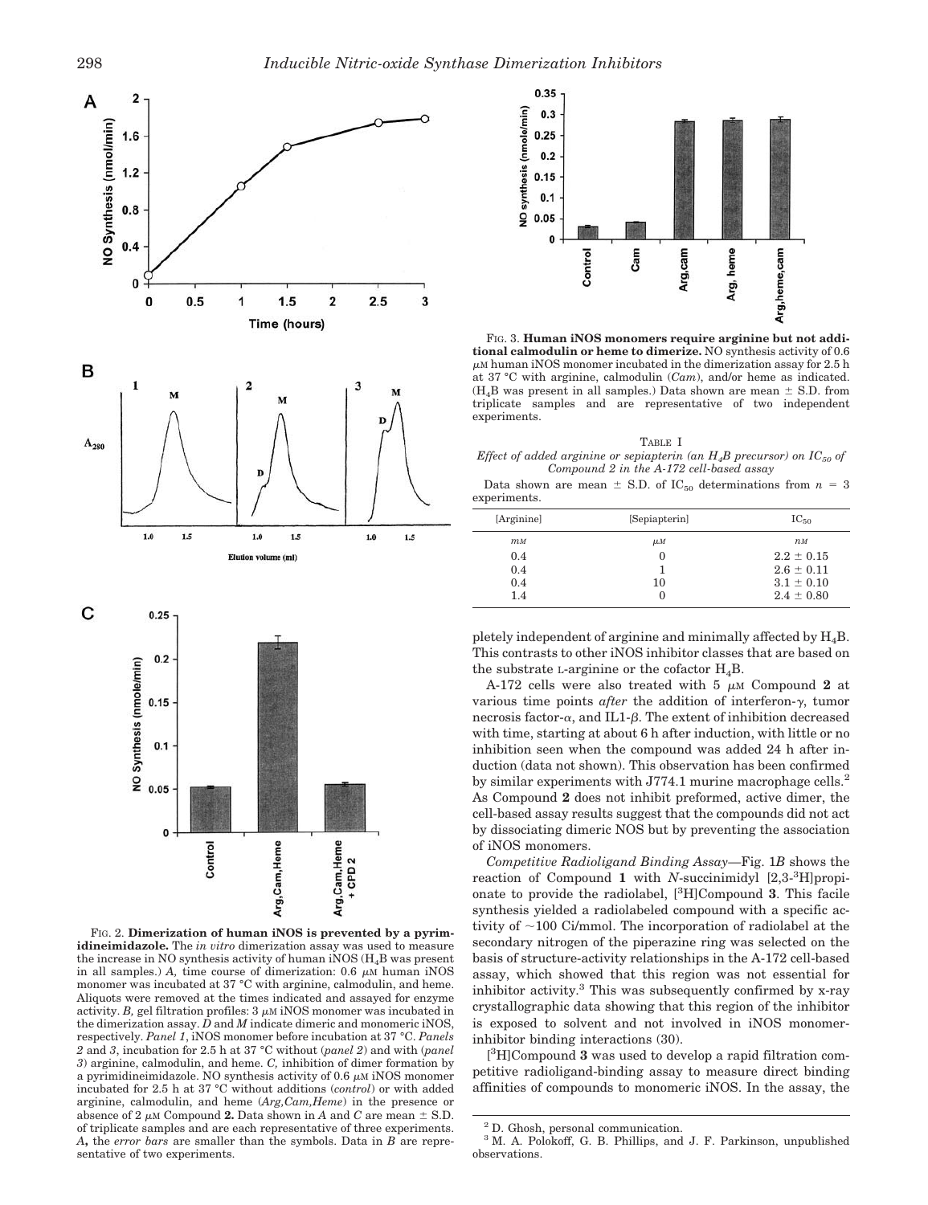A

NO Synthesis (nmol/min)

2
1.6
1.2
0.8
0.4
0

0 0.5 1 1.5 2 2.5 3

Time (hours)

B

1 M

2 M D

3 M D

$A_{280}$

1.0 1.5 1.0 1.5 1.0 1.5

Elution volume (ml)

C

NO Synthesis (nmole/min)

0.25
0.2
0.15
0.1
0.05
0

Control

Arg,Cam,Heme

Arg,Cam,Heme + CPD 2

FIG. 2. **Dimerization of human iNOS is prevented by a pyrimidineimidazole.** The *in vitro* dimerization assay was used to measure the increase in NO synthesis activity of human iNOS ($H_4B$ was present in all samples.) *A,* time course of dimerization: 0.6 μM human iNOS monomer was incubated at 37 °C with arginine, calmodulin, and heme. Aliquots were removed at the times indicated and assayed for enzyme activity. *B,* gel filtration profiles: 3 μM iNOS monomer was incubated in the dimerization assay. *D* and *M* indicate dimeric and monomeric iNOS, respectively. *Panel 1*, iNOS monomer before incubation at 37 °C. *Panels 2* and *3*, incubation for 2.5 h at 37 °C without (*panel 2*) and with (*panel 3*) arginine, calmodulin, and heme. *C,* inhibition of dimer formation by a pyrimidineimidazole. NO synthesis activity of 0.6 μM iNOS monomer incubated for 2.5 h at 37 °C without additions (*control*) or with added arginine, calmodulin, and heme (*Arg,Cam,Heme*) in the presence or absence of 2 μM Compound **2.** Data shown in *A* and *C* are mean ± S.D. of triplicate samples and are each representative of three experiments. *A***,** the *error bars* are smaller than the symbols. Data in *B* are representative of two experiments.

NO synthesis (nmole/min)

0.35
0.3
0.25
0.2
0.15
0.1
0.05
0

Control

Cam

Arg,cam

Arg, heme

Arg,heme,cam

FIG. 3. **Human iNOS monomers require arginine but not additional calmodulin or heme to dimerize.** NO synthesis activity of 0.6 μM human iNOS monomer incubated in the dimerization assay for 2.5 h at 37 °C with arginine, calmodulin (*Cam*), and/or heme as indicated. ($H_4B$ was present in all samples.) Data shown are mean ± S.D. from triplicate samples and are representative of two independent experiments.

TABLE I

*Effect of added arginine or sepiapterin (an $H_4B$ precursor) on $IC_{50}$ of Compound 2 in the A-172 cell-based assay*

Data shown are mean ± S.D. of $IC_{50}$ determinations from $n$ = 3 experiments.

| [Arginine] | [Sepiapterin] | $IC_{50}$ |
|---|---|---|
| *mM* | *μM* | *nM* |
| 0.4 | 0 | 2.2 ± 0.15 |
| 0.4 | 1 | 2.6 ± 0.11 |
| 0.4 | 10 | 3.1 ± 0.10 |
| 1.4 | 0 | 2.4 ± 0.80 |

pletely independent of arginine and minimally affected by $H_4B$. This contrasts to other iNOS inhibitor classes that are based on the substrate L-arginine or the cofactor $H_4B$.

A-172 cells were also treated with 5 μM Compound **2** at various time points *after* the addition of interferon-γ, tumor necrosis factor-α, and IL1-β. The extent of inhibition decreased with time, starting at about 6 h after induction, with little or no inhibition seen when the compound was added 24 h after induction (data not shown). This observation has been confirmed by similar experiments with J774.1 murine macrophage cells.[2] As Compound **2** does not inhibit preformed, active dimer, the cell-based assay results suggest that the compounds did not act by dissociating dimeric NOS but by preventing the association of iNOS monomers.

*Competitive Radioligand Binding Assay*—Fig. 1*B* shows the reaction of Compound **1** with *N*-succinimidyl [2,3-$^3$H]propionate to provide the radiolabel, [$^3$H]Compound **3**. This facile synthesis yielded a radiolabeled compound with a specific activity of ~100 Ci/mmol. The incorporation of radiolabel at the secondary nitrogen of the piperazine ring was selected on the basis of structure-activity relationships in the A-172 cell-based assay, which showed that this region was not essential for inhibitor activity.[3] This was subsequently confirmed by x-ray crystallographic data showing that this region of the inhibitor is exposed to solvent and not involved in iNOS monomer-inhibitor binding interactions (30).

[$^3$H]Compound **3** was used to develop a rapid filtration competitive radioligand-binding assay to measure direct binding affinities of compounds to monomeric iNOS. In the assay, the

[2] D. Ghosh, personal communication.

[3] M. A. Polokoff, G. B. Phillips, and J. F. Parkinson, unpublished observations.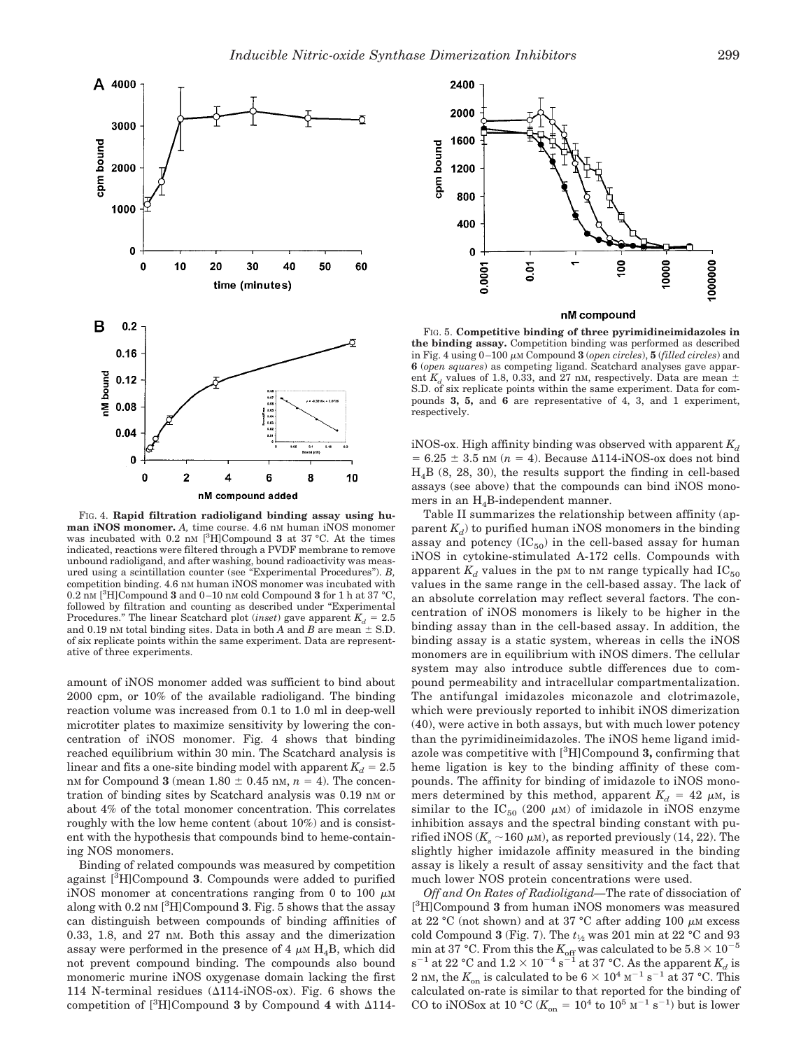FIG. 4. **Rapid filtration radioligand binding assay using human iNOS monomer.** *A,* time course. 4.6 nM human iNOS monomer was incubated with 0.2 nM [$^3$H]Compound **3** at 37 °C. At the times indicated, reactions were filtered through a PVDF membrane to remove unbound radioligand, and after washing, bound radioactivity was measured using a scintillation counter (see "Experimental Procedures"). *B,* competition binding. 4.6 nM human iNOS monomer was incubated with 0.2 nM [$^3$H]Compound **3** and 0–10 nM cold Compound **3** for 1 h at 37 °C, followed by filtration and counting as described under "Experimental Procedures." The linear Scatchard plot (*inset*) gave apparent $K_d$ = 2.5 and 0.19 nM total binding sites. Data in both *A* and *B* are mean ± S.D. of six replicate points within the same experiment. Data are representative of three experiments.

FIG. 5. **Competitive binding of three pyrimidineimidazoles in the binding assay.** Competition binding was performed as described in Fig. 4 using 0–100 μM Compound **3** (*open circles*), **5** (*filled circles*) and **6** (*open squares*) as competing ligand. Scatchard analyses gave apparent $K_d$ values of 1.8, 0.33, and 27 nM, respectively. Data are mean ± S.D. of six replicate points within the same experiment. Data for compounds **3, 5,** and **6** are representative of 4, 3, and 1 experiment, respectively.

amount of iNOS monomer added was sufficient to bind about 2000 cpm, or 10% of the available radioligand. The binding reaction volume was increased from 0.1 to 1.0 ml in deep-well microtiter plates to maximize sensitivity by lowering the concentration of iNOS monomer. Fig. 4 shows that binding reached equilibrium within 30 min. The Scatchard analysis is linear and fits a one-site binding model with apparent $K_d$ = 2.5 nM for Compound **3** (mean 1.80 ± 0.45 nM, $n$ = 4). The concentration of binding sites by Scatchard analysis was 0.19 nM or about 4% of the total monomer concentration. This correlates roughly with the low heme content (about 10%) and is consistent with the hypothesis that compounds bind to heme-containing NOS monomers.

Binding of related compounds was measured by competition against [$^3$H]Compound **3**. Compounds were added to purified iNOS monomer at concentrations ranging from 0 to 100 μM along with 0.2 nM [$^3$H]Compound **3**. Fig. 5 shows that the assay can distinguish between compounds of binding affinities of 0.33, 1.8, and 27 nM. Both this assay and the dimerization assay were performed in the presence of 4 μM $H_4B$, which did not prevent compound binding. The compounds also bound monomeric murine iNOS oxygenase domain lacking the first 114 N-terminal residues (Δ114-iNOS-ox). Fig. 6 shows the competition of [$^3$H]Compound **3** by Compound **4** with Δ114-iNOS-ox. High affinity binding was observed with apparent $K_d$ = 6.25 ± 3.5 nM ($n$ = 4). Because Δ114-iNOS-ox does not bind $H_4B$ (8, 28, 30), the results support the finding in cell-based assays (see above) that the compounds can bind iNOS monomers in an $H_4B$-independent manner.

Table II summarizes the relationship between affinity (apparent $K_d$) to purified human iNOS monomers in the binding assay and potency ($IC_{50}$) in the cell-based assay for human iNOS in cytokine-stimulated A-172 cells. Compounds with apparent $K_d$ values in the pM to nM range typically had $IC_{50}$ values in the same range in the cell-based assay. The lack of an absolute correlation may reflect several factors. The concentration of iNOS monomers is likely to be higher in the binding assay than in the cell-based assay. In addition, the binding assay is a static system, whereas in cells the iNOS monomers are in equilibrium with iNOS dimers. The cellular system may also introduce subtle differences due to compound permeability and intracellular compartmentalization. The antifungal imidazoles miconazole and clotrimazole, which were previously reported to inhibit iNOS dimerization (40), were active in both assays, but with much lower potency than the pyrimidineimidazoles. The iNOS heme ligand imidazole was competitive with [$^3$H]Compound **3,** confirming that heme ligation is key to the binding affinity of these compounds. The affinity for binding of imidazole to iNOS monomers determined by this method, apparent $K_d$ = 42 μM, is similar to the $IC_{50}$ (200 μM) of imidazole in iNOS enzyme inhibition assays and the spectral binding constant with purified iNOS ($K_s$ ~160 μM), as reported previously (14, 22). The slightly higher imidazole affinity measured in the binding assay is likely a result of assay sensitivity and the fact that much lower NOS protein concentrations were used.

*Off and On Rates of Radioligand*—The rate of dissociation of [$^3$H]Compound **3** from human iNOS monomers was measured at 22 °C (not shown) and at 37 °C after adding 100 μM excess cold Compound **3** (Fig. 7). The $t_{1/2}$ was 201 min at 22 °C and 93 min at 37 °C. From this the $K_{\text{off}}$ was calculated to be $5.8 \times 10^{-5}$ $s^{-1}$ at 22 °C and $1.2 \times 10^{-4}$ $s^{-1}$ at 37 °C. As the apparent $K_d$ is 2 nM, the $K_{\text{on}}$ is calculated to be $6 \times 10^4$ $M^{-1}$ $s^{-1}$ at 37 °C. This calculated on-rate is similar to that reported for the binding of CO to iNOSox at 10 °C ($K_{\text{on}}$ = $10^4$ to $10^5$ $M^{-1}$ $s^{-1}$) but is lower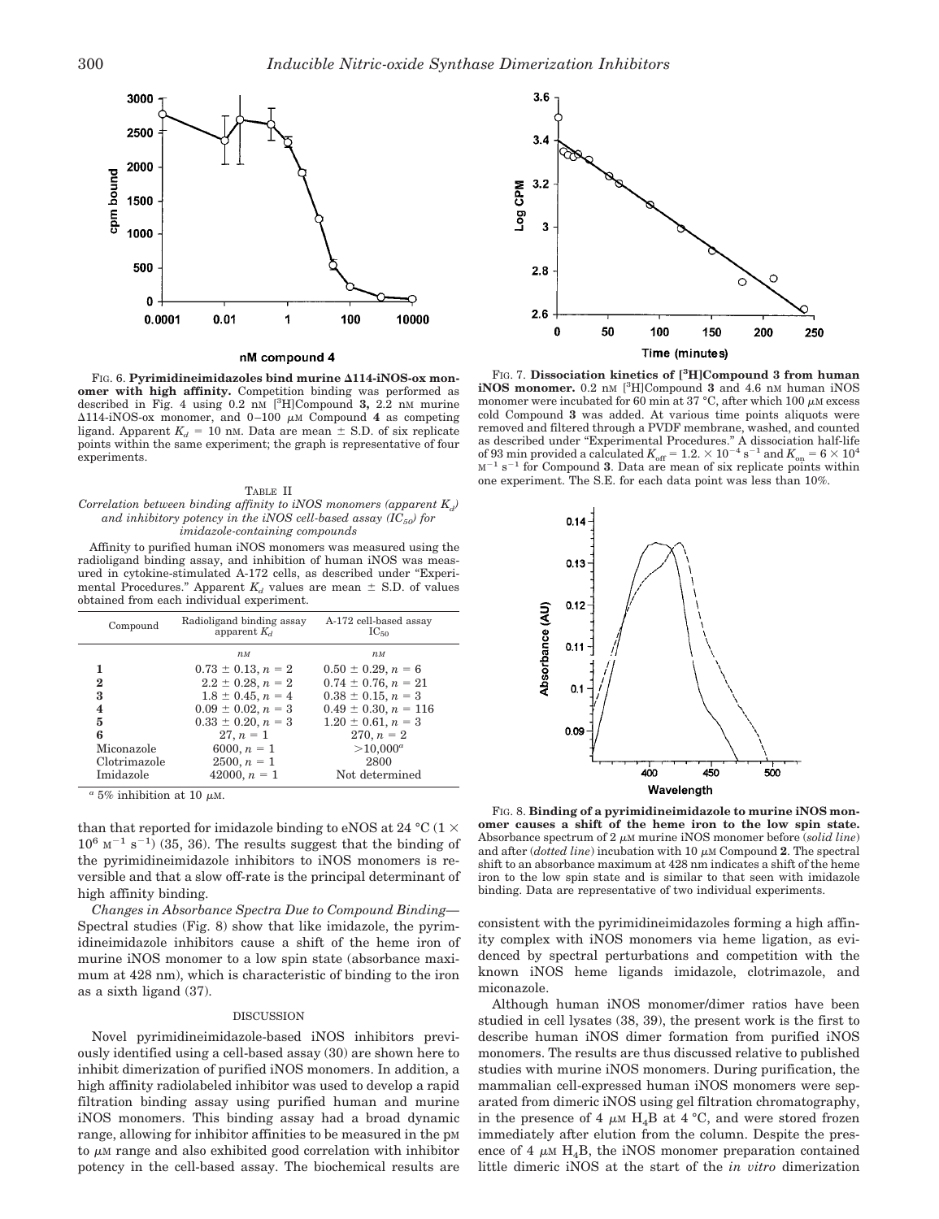FIG. 6. **Pyrimidineimidazoles bind murine Δ114-iNOS-ox monomer with high affinity.** Competition binding was performed as described in Fig. 4 using 0.2 nM [$^3$H]Compound **3,** 2.2 nM murine Δ114-iNOS-ox monomer, and 0–100 μM Compound **4** as competing ligand. Apparent $K_d$ = 10 nM. Data are mean ± S.D. of six replicate points within the same experiment; the graph is representative of four experiments.

TABLE II
*Correlation between binding affinity to iNOS monomers (apparent $K_d$) and inhibitory potency in the iNOS cell-based assay ($IC_{50}$) for imidazole-containing compounds*

Affinity to purified human iNOS monomers was measured using the radioligand binding assay, and inhibition of human iNOS was measured in cytokine-stimulated A-172 cells, as described under "Experimental Procedures." Apparent $K_d$ values are mean ± S.D. of values obtained from each individual experiment.

| Compound | Radioligand binding assay apparent $K_d$ | A-172 cell-based assay $IC_{50}$ |
|---|---|---|
| | *nM* | *nM* |
| **1** | 0.73 ± 0.13, *n* = 2 | 0.50 ± 0.29, *n* = 6 |
| **2** | 2.2 ± 0.28, *n* = 2 | 0.74 ± 0.76, *n* = 21 |
| **3** | 1.8 ± 0.45, *n* = 4 | 0.38 ± 0.15, *n* = 3 |
| **4** | 0.09 ± 0.02, *n* = 3 | 0.49 ± 0.30, *n* = 116 |
| **5** | 0.33 ± 0.20, *n* = 3 | 1.20 ± 0.61, *n* = 3 |
| **6** | 27, *n* = 1 | 270, *n* = 2 |
| Miconazole | 6000, *n* = 1 | >10,000[a] |
| Clotrimazole | 2500, *n* = 1 | 2800 |
| Imidazole | 42000, *n* = 1 | Not determined |

[a] 5% inhibition at 10 μM.

FIG. 7. **Dissociation kinetics of [$^3$H]Compound 3 from human iNOS monomer.** 0.2 nM [$^3$H]Compound **3** and 4.6 nM human iNOS monomer were incubated for 60 min at 37 °C, after which 100 μM excess cold Compound **3** was added. At various time points aliquots were removed and filtered through a PVDF membrane, washed, and counted as described under "Experimental Procedures." A dissociation half-life of 93 min provided a calculated $K_{off}$ = 1.2. × $10^{-4}$ $s^{-1}$ and $K_{on}$ = 6 × $10^4$ $M^{-1}$ $s^{-1}$ for Compound **3**. Data are mean of six replicate points within one experiment. The S.E. for each data point was less than 10%.

FIG. 8. **Binding of a pyrimidineimidazole to murine iNOS monomer causes a shift of the heme iron to the low spin state.** Absorbance spectrum of 2 μM murine iNOS monomer before (*solid line*) and after (*dotted line*) incubation with 10 μM Compound **2**. The spectral shift to an absorbance maximum at 428 nm indicates a shift of the heme iron to the low spin state and is similar to that seen with imidazole binding. Data are representative of two individual experiments.

than that reported for imidazole binding to eNOS at 24 °C (1 × $10^6$ $M^{-1}$ $s^{-1}$) (35, 36). The results suggest that the binding of the pyrimidineimidazole inhibitors to iNOS monomers is reversible and that a slow off-rate is the principal determinant of high affinity binding.

*Changes in Absorbance Spectra Due to Compound Binding*—Spectral studies (Fig. 8) show that like imidazole, the pyrimidineimidazole inhibitors cause a shift of the heme iron of murine iNOS monomer to a low spin state (absorbance maximum at 428 nm), which is characteristic of binding to the iron as a sixth ligand (37).

## DISCUSSION

Novel pyrimidineimidazole-based iNOS inhibitors previously identified using a cell-based assay (30) are shown here to inhibit dimerization of purified iNOS monomers. In addition, a high affinity radiolabeled inhibitor was used to develop a rapid filtration binding assay using purified human and murine iNOS monomers. This binding assay had a broad dynamic range, allowing for inhibitor affinities to be measured in the pM to μM range and also exhibited good correlation with inhibitor potency in the cell-based assay. The biochemical results are consistent with the pyrimidineimidazoles forming a high affinity complex with iNOS monomers via heme ligation, as evidenced by spectral perturbations and competition with the known iNOS heme ligands imidazole, clotrimazole, and miconazole.

Although human iNOS monomer/dimer ratios have been studied in cell lysates (38, 39), the present work is the first to describe human iNOS dimer formation from purified iNOS monomers. The results are thus discussed relative to published studies with murine iNOS monomers. During purification, the mammalian cell-expressed human iNOS monomers were separated from dimeric iNOS using gel filtration chromatography, in the presence of 4 μM $H_4B$ at 4 °C, and were stored frozen immediately after elution from the column. Despite the presence of 4 μM $H_4B$, the iNOS monomer preparation contained little dimeric iNOS at the start of the *in vitro* dimerization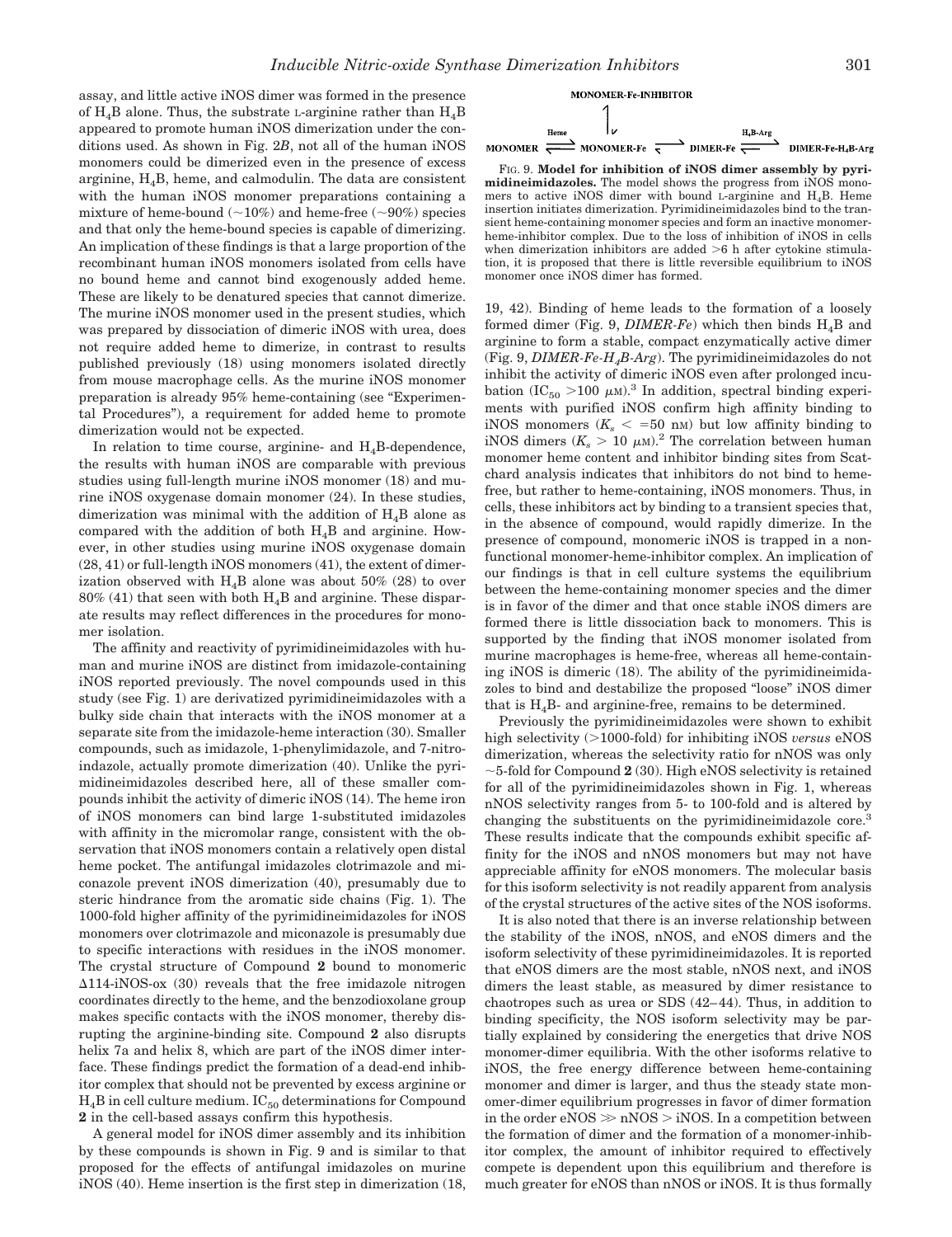assay, and little active iNOS dimer was formed in the presence of $H_4B$ alone. Thus, the substrate L-arginine rather than $H_4B$ appeared to promote human iNOS dimerization under the conditions used. As shown in Fig. 2*B*, not all of the human iNOS monomers could be dimerized even in the presence of excess arginine, $H_4B$, heme, and calmodulin. The data are consistent with the human iNOS monomer preparations containing a mixture of heme-bound (~10%) and heme-free (~90%) species and that only the heme-bound species is capable of dimerizing. An implication of these findings is that a large proportion of the recombinant human iNOS monomers isolated from cells have no bound heme and cannot bind exogenously added heme. These are likely to be denatured species that cannot dimerize. The murine iNOS monomer used in the present studies, which was prepared by dissociation of dimeric iNOS with urea, does not require added heme to dimerize, in contrast to results published previously (18) using monomers isolated directly from mouse macrophage cells. As the murine iNOS monomer preparation is already 95% heme-containing (see "Experimental Procedures"), a requirement for added heme to promote dimerization would not be expected.

In relation to time course, arginine- and $H_4B$-dependence, the results with human iNOS are comparable with previous studies using full-length murine iNOS monomer (18) and murine iNOS oxygenase domain monomer (24). In these studies, dimerization was minimal with the addition of $H_4B$ alone as compared with the addition of both $H_4B$ and arginine. However, in other studies using murine iNOS oxygenase domain (28, 41) or full-length iNOS monomers (41), the extent of dimerization observed with $H_4B$ alone was about 50% (28) to over 80% (41) that seen with both $H_4B$ and arginine. These disparate results may reflect differences in the procedures for monomer isolation.

The affinity and reactivity of pyrimidineimidazoles with human and murine iNOS are distinct from imidazole-containing iNOS reported previously. The novel compounds used in this study (see Fig. 1) are derivatized pyrimidineimidazoles with a bulky side chain that interacts with the iNOS monomer at a separate site from the imidazole-heme interaction (30). Smaller compounds, such as imidazole, 1-phenylimidazole, and 7-nitroindazole, actually promote dimerization (40). Unlike the pyrimidineimidazoles described here, all of these smaller compounds inhibit the activity of dimeric iNOS (14). The heme iron of iNOS monomers can bind large 1-substituted imidazoles with affinity in the micromolar range, consistent with the observation that iNOS monomers contain a relatively open distal heme pocket. The antifungal imidazoles clotrimazole and miconazole prevent iNOS dimerization (40), presumably due to steric hindrance from the aromatic side chains (Fig. 1). The 1000-fold higher affinity of the pyrimidineimidazoles for iNOS monomers over clotrimazole and miconazole is presumably due to specific interactions with residues in the iNOS monomer. The crystal structure of Compound **2** bound to monomeric Δ114-iNOS-ox (30) reveals that the free imidazole nitrogen coordinates directly to the heme, and the benzodioxolane group makes specific contacts with the iNOS monomer, thereby disrupting the arginine-binding site. Compound **2** also disrupts helix 7a and helix 8, which are part of the iNOS dimer interface. These findings predict the formation of a dead-end inhibitor complex that should not be prevented by excess arginine or $H_4B$ in cell culture medium. $IC_{50}$ determinations for Compound **2** in the cell-based assays confirm this hypothesis.

A general model for iNOS dimer assembly and its inhibition by these compounds is shown in Fig. 9 and is similar to that proposed for the effects of antifungal imidazoles on murine iNOS (40). Heme insertion is the first step in dimerization (18, 19, 42). Binding of heme leads to the formation of a loosely formed dimer (Fig. 9, *DIMER-Fe*) which then binds $H_4B$ and arginine to form a stable, compact enzymatically active dimer (Fig. 9, *DIMER-Fe-H$_4$B-Arg*). The pyrimidineimidazoles do not inhibit the activity of dimeric iNOS even after prolonged incubation ($IC_{50}$ >100 μM).[3] In addition, spectral binding experiments with purified iNOS confirm high affinity binding to iNOS monomers ($K_s$ < =50 nM) but low affinity binding to iNOS dimers ($K_s$ > 10 μM).[2] The correlation between human monomer heme content and inhibitor binding sites from Scatchard analysis indicates that inhibitors do not bind to heme-free, but rather to heme-containing, iNOS monomers. Thus, in cells, these inhibitors act by binding to a transient species that, in the absence of compound, would rapidly dimerize. In the presence of compound, monomeric iNOS is trapped in a nonfunctional monomer-heme-inhibitor complex. An implication of our findings is that in cell culture systems the equilibrium between the heme-containing monomer species and the dimer is in favor of the dimer and that once stable iNOS dimers are formed there is little dissociation back to monomers. This is supported by the finding that iNOS monomer isolated from murine macrophages is heme-free, whereas all heme-containing iNOS is dimeric (18). The ability of the pyrimidineimidazoles to bind and destabilize the proposed "loose" iNOS dimer that is $H_4B$- and arginine-free, remains to be determined.

MONOMER-Fe-INHIBITOR

MONOMER ⇌ (Heme) MONOMER-Fe ⇌ DIMER-Fe ⇌ ($H_4$B-Arg) DIMER-Fe-$H_4$B-Arg

**Fig. 9. Model for inhibition of iNOS dimer assembly by pyrimidineimidazoles.** The model shows the progress from iNOS monomers to active iNOS dimer with bound L-arginine and $H_4B$. Heme insertion initiates dimerization. Pyrimidineimidazoles bind to the transient heme-containing monomer species and form an inactive monomer-heme-inhibitor complex. Due to the loss of inhibition of iNOS in cells when dimerization inhibitors are added >6 h after cytokine stimulation, it is proposed that there is little reversible equilibrium to iNOS monomer once iNOS dimer has formed.

Previously the pyrimidineimidazoles were shown to exhibit high selectivity (>1000-fold) for inhibiting iNOS *versus* eNOS dimerization, whereas the selectivity ratio for nNOS was only ~5-fold for Compound **2** (30). High eNOS selectivity is retained for all of the pyrimidineimidazoles shown in Fig. 1, whereas nNOS selectivity ranges from 5- to 100-fold and is altered by changing the substituents on the pyrimidineimidazole core.[3] These results indicate that the compounds exhibit specific affinity for the iNOS and nNOS monomers but may not have appreciable affinity for eNOS monomers. The molecular basis for this isoform selectivity is not readily apparent from analysis of the crystal structures of the active sites of the NOS isoforms.

It is also noted that there is an inverse relationship between the stability of the iNOS, nNOS, and eNOS dimers and the isoform selectivity of these pyrimidineimidazoles. It is reported that eNOS dimers are the most stable, nNOS next, and iNOS dimers the least stable, as measured by dimer resistance to chaotropes such as urea or SDS (42–44). Thus, in addition to binding specificity, the NOS isoform selectivity may be partially explained by considering the energetics that drive NOS monomer-dimer equilibria. With the other isoforms relative to iNOS, the free energy difference between heme-containing monomer and dimer is larger, and thus the steady state monomer-dimer equilibrium progresses in favor of dimer formation in the order eNOS ≫ nNOS > iNOS. In a competition between the formation of dimer and the formation of a monomer-inhibitor complex, the amount of inhibitor required to effectively compete is dependent upon this equilibrium and therefore is much greater for eNOS than nNOS or iNOS. It is thus formally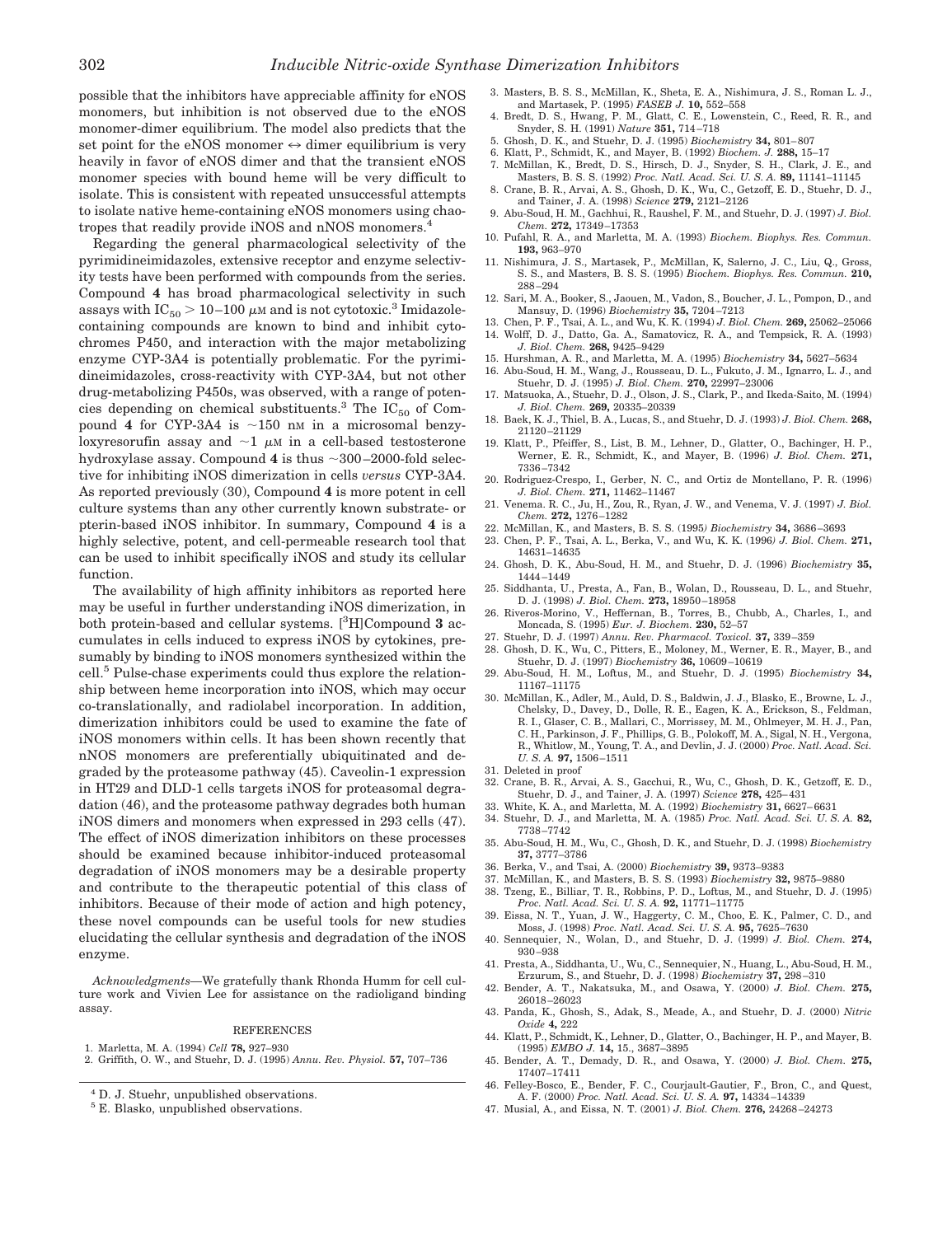possible that the inhibitors have appreciable affinity for eNOS monomers, but inhibition is not observed due to the eNOS monomer-dimer equilibrium. The model also predicts that the set point for the eNOS monomer ↔ dimer equilibrium is very heavily in favor of eNOS dimer and that the transient eNOS monomer species with bound heme will be very difficult to isolate. This is consistent with repeated unsuccessful attempts to isolate native heme-containing eNOS monomers using chaotropes that readily provide iNOS and nNOS monomers.[4]

Regarding the general pharmacological selectivity of the pyrimidineimidazoles, extensive receptor and enzyme selectivity tests have been performed with compounds from the series. Compound **4** has broad pharmacological selectivity in such assays with $IC_{50} > 10–100$ μM and is not cytotoxic.[3] Imidazole-containing compounds are known to bind and inhibit cytochromes P450, and interaction with the major metabolizing enzyme CYP-3A4 is potentially problematic. For the pyrimidineimidazoles, cross-reactivity with CYP-3A4, but not other drug-metabolizing P450s, was observed, with a range of potencies depending on chemical substituents.[3] The $IC_{50}$ of Compound **4** for CYP-3A4 is ~150 nM in a microsomal benzyloxyresorufin assay and ~1 μM in a cell-based testosterone hydroxylase assay. Compound **4** is thus ~300–2000-fold selective for inhibiting iNOS dimerization in cells *versus* CYP-3A4. As reported previously (30), Compound **4** is more potent in cell culture systems than any other currently known substrate- or pterin-based iNOS inhibitor. In summary, Compound **4** is a highly selective, potent, and cell-permeable research tool that can be used to inhibit specifically iNOS and study its cellular function.

The availability of high affinity inhibitors as reported here may be useful in further understanding iNOS dimerization, in both protein-based and cellular systems. [$^3$H]Compound **3** accumulates in cells induced to express iNOS by cytokines, presumably by binding to iNOS monomers synthesized within the cell.[5] Pulse-chase experiments could thus explore the relationship between heme incorporation into iNOS, which may occur co-translationally, and radiolabel incorporation. In addition, dimerization inhibitors could be used to examine the fate of iNOS monomers within cells. It has been shown recently that nNOS monomers are preferentially ubiquitinated and degraded by the proteasome pathway (45). Caveolin-1 expression in HT29 and DLD-1 cells targets iNOS for proteasomal degradation (46), and the proteasome pathway degrades both human iNOS dimers and monomers when expressed in 293 cells (47). The effect of iNOS dimerization inhibitors on these processes should be examined because inhibitor-induced proteasomal degradation of iNOS monomers may be a desirable property and contribute to the therapeutic potential of this class of inhibitors. Because of their mode of action and high potency, these novel compounds can be useful tools for new studies elucidating the cellular synthesis and degradation of the iNOS enzyme.

*Acknowledgments*—We gratefully thank Rhonda Humm for cell culture work and Vivien Lee for assistance on the radioligand binding assay.

## REFERENCES

1. Marletta, M. A. (1994) *Cell* **78,** 927–930
2. Griffith, O. W., and Stuehr, D. J. (1995) *Annu. Rev. Physiol.* **57,** 707–736
3. Masters, B. S. S., McMillan, K., Sheta, E. A., Nishimura, J. S., Roman L. J., and Martasek, P. (1995) *FASEB J.* **10,** 552–558
4. Bredt, D. S., Hwang, P. M., Glatt, C. E., Lowenstein, C., Reed, R. R., and Snyder, S. H. (1991) *Nature* **351,** 714–718
5. Ghosh, D. K., and Stuehr, D. J. (1995) *Biochemistry* **34,** 801–807
6. Klatt, P., Schmidt, K., and Mayer, B. (1992) *Biochem. J.* **288,** 15–17
7. McMillan, K., Bredt, D. S., Hirsch, D. J., Snyder, S. H., Clark, J. E., and Masters, B. S. S. (1992) *Proc. Natl. Acad. Sci. U. S. A.* **89,** 11141–11145
8. Crane, B. R., Arvai, A. S., Ghosh, D. K., Wu, C., Getzoff, E. D., Stuehr, D. J., and Tainer, J. A. (1998) *Science* **279,** 2121–2126
9. Abu-Soud, H. M., Gachhui, R., Raushel, F. M., and Stuehr, D. J. (1997) *J. Biol. Chem.* **272,** 17349–17353
10. Pufahl, R. A., and Marletta, M. A. (1993) *Biochem. Biophys. Res. Commun.* **193,** 963–970
11. Nishimura, J. S., Martasek, P., McMillan, K, Salerno, J. C., Liu, Q., Gross, S. S., and Masters, B. S. S. (1995) *Biochem. Biophys. Res. Commun.* **210,** 288–294
12. Sari, M. A., Booker, S., Jaouen, M., Vadon, S., Boucher, J. L., Pompon, D., and Mansuy, D. (1996) *Biochemistry* **35,** 7204–7213
13. Chen, P. F., Tsai, A. L., and Wu, K. K. (1994) *J. Biol. Chem.* **269,** 25062–25066
14. Wolff, D. J., Datto, Ga. A., Samatovicz, R. A., and Tempsick, R. A. (1993) *J. Biol. Chem.* **268,** 9425–9429
15. Hurshman, A. R., and Marletta, M. A. (1995) *Biochemistry* **34,** 5627–5634
16. Abu-Soud, H. M., Wang, J., Rousseau, D. L., Fukuto, J. M., Ignarro, L. J., and Stuehr, D. J. (1995) *J. Biol. Chem.* **270,** 22997–23006
17. Matsuoka, A., Stuehr, D. J., Olson, J. S., Clark, P., and Ikeda-Saito, M. (1994) *J. Biol. Chem.* **269,** 20335–20339
18. Baek, K. J., Thiel, B. A., Lucas, S., and Stuehr, D. J. (1993) *J. Biol. Chem.* **268,** 21120–21129
19. Klatt, P., Pfeiffer, S., List, B. M., Lehner, D., Glatter, O., Bachinger, H. P., Werner, E. R., Schmidt, K., and Mayer, B. (1996) *J. Biol. Chem.* **271,** 7336–7342
20. Rodriguez-Crespo, I., Gerber, N. C., and Ortiz de Montellano, P. R. (1996) *J. Biol. Chem.* **271,** 11462–11467
21. Venema. R. C., Ju, H., Zou, R., Ryan, J. W., and Venema, V. J. (1997) *J. Biol. Chem.* **272,** 1276–1282
22. McMillan, K., and Masters, B. S. S. (1995) *Biochemistry* **34,** 3686–3693
23. Chen, P. F., Tsai, A. L., Berka, V., and Wu, K. K. (1996) *J. Biol. Chem.* **271,** 14631–14635
24. Ghosh, D. K., Abu-Soud, H. M., and Stuehr, D. J. (1996) *Biochemistry* **35,** 1444–1449
25. Siddhanta, U., Presta, A., Fan, B., Wolan, D., Rousseau, D. L., and Stuehr, D. J. (1998) *J. Biol. Chem.* **273,** 18950–18958
26. Riveros-Morino, V., Heffernan, B., Torres, B., Chubb, A., Charles, I., and Moncada, S. (1995) *Eur. J. Biochem.* **230,** 52–57
27. Stuehr, D. J. (1997) *Annu. Rev. Pharmacol. Toxicol.* **37,** 339–359
28. Ghosh, D. K., Wu, C., Pitters, E., Moloney, M., Werner, E. R., Mayer, B., and Stuehr, D. J. (1997) *Biochemistry* **36,** 10609–10619
29. Abu-Soud, H. M., Loftus, M., and Stuehr, D. J. (1995) *Biochemistry* **34,** 11167–11175
30. McMillan, K., Adler, M., Auld, D. S., Baldwin, J. J., Blasko, E., Browne, L. J., Chelsky, D., Davey, D., Dolle, R. E., Eagen, K. A., Erickson, S., Feldman, R. I., Glaser, C. B., Mallari, C., Morrissey, M. M., Ohlmeyer, M. H. J., Pan, C. H., Parkinson, J. F., Phillips, G. B., Polokoff, M. A., Sigal, N. H., Vergona, R., Whitlow, M., Young, T. A., and Devlin, J. J. (2000) *Proc. Natl. Acad. Sci. U. S. A.* **97,** 1506–1511
31. Deleted in proof
32. Crane, B. R., Arvai, A. S., Gacchui, R., Wu, C., Ghosh, D. K., Getzoff, E. D., Stuehr, D. J., and Tainer, J. A. (1997) *Science* **278,** 425–431
33. White, K. A., and Marletta, M. A. (1992) *Biochemistry* **31,** 6627–6631
34. Stuehr, D. J., and Marletta, M. A. (1985) *Proc. Natl. Acad. Sci. U. S. A.* **82,** 7738–7742
35. Abu-Soud, H. M., Wu, C., Ghosh, D. K., and Stuehr, D. J. (1998) *Biochemistry* **37,** 3777–3786
36. Berka, V., and Tsai, A. (2000) *Biochemistry* **39,** 9373–9383
37. McMillan, K., and Masters, B. S. S. (1993) *Biochemistry* **32,** 9875–9880
38. Tzeng, E., Billiar, T. R., Robbins, P. D., Loftus, M., and Stuehr, D. J. (1995) *Proc. Natl. Acad. Sci. U. S. A.* **92,** 11771–11775
39. Eissa, N. T., Yuan, J. W., Haggerty, C. M., Choo, E. K., Palmer, C. D., and Moss, J. (1998) *Proc. Natl. Acad. Sci. U. S. A.* **95,** 7625–7630
40. Sennequier, N., Wolan, D., and Stuehr, D. J. (1999) *J. Biol. Chem.* **274,** 930–938
41. Presta, A., Siddhanta, U., Wu, C., Sennequier, N., Huang, L., Abu-Soud, H. M., Erzurum, S., and Stuehr, D. J. (1998) *Biochemistry* **37,** 298–310
42. Bender, A. T., Nakatsuka, M., and Osawa, Y. (2000) *J. Biol. Chem.* **275,** 26018–26023
43. Panda, K., Ghosh, S., Adak, S., Meade, A., and Stuehr, D. J. (2000) *Nitric Oxide* **4,** 222
44. Klatt, P., Schmidt, K., Lehner, D., Glatter, O., Bachinger, H. P., and Mayer, B. (1995) *EMBO J.* **14,** 15., 3687–3895
45. Bender, A. T., Demady, D. R., and Osawa, Y. (2000) *J. Biol. Chem.* **275,** 17407–17411
46. Felley-Bosco, E., Bender, F. C., Courjault-Gautier, F., Bron, C., and Quest, A. F. (2000) *Proc. Natl. Acad. Sci. U. S. A.* **97,** 14334–14339
47. Musial, A., and Eissa, N. T. (2001) *J. Biol. Chem.* **276,** 24268–24273

[4] D. J. Stuehr, unpublished observations.

[5] E. Blasko, unpublished observations.